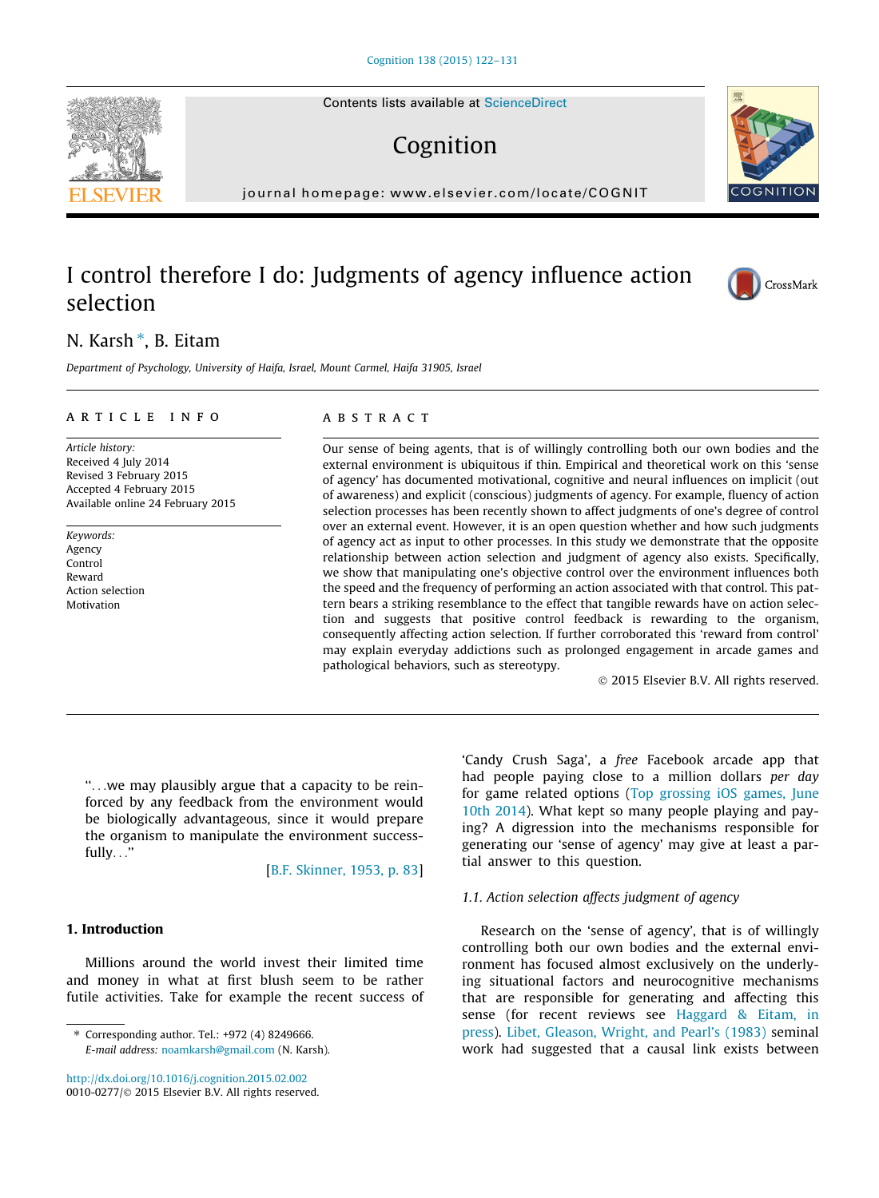# I control therefore I do: Judgments of agency influence action selection

N. Karsh *, B. Eitam

*Department of Psychology, University of Haifa, Israel, Mount Carmel, Haifa 31905, Israel*

## ARTICLE INFO

*Article history:*
Received 4 July 2014
Revised 3 February 2015
Accepted 4 February 2015
Available online 24 February 2015

*Keywords:*
Agency
Control
Reward
Action selection
Motivation

## ABSTRACT

Our sense of being agents, that is of willingly controlling both our own bodies and the external environment is ubiquitous if thin. Empirical and theoretical work on this 'sense of agency' has documented motivational, cognitive and neural influences on implicit (out of awareness) and explicit (conscious) judgments of agency. For example, fluency of action selection processes has been recently shown to affect judgments of one's degree of control over an external event. However, it is an open question whether and how such judgments of agency act as input to other processes. In this study we demonstrate that the opposite relationship between action selection and judgment of agency also exists. Specifically, we show that manipulating one's objective control over the environment influences both the speed and the frequency of performing an action associated with that control. This pattern bears a striking resemblance to the effect that tangible rewards have on action selection and suggests that positive control feedback is rewarding to the organism, consequently affecting action selection. If further corroborated this 'reward from control' may explain everyday addictions such as prolonged engagement in arcade games and pathological behaviors, such as stereotypy.

© 2015 Elsevier B.V. All rights reserved.

> "...we may plausibly argue that a capacity to be reinforced by any feedback from the environment would be biologically advantageous, since it would prepare the organism to manipulate the environment successfully..."
>
> [B.F. Skinner, 1953, p. 83]

## 1. Introduction

Millions around the world invest their limited time and money in what at first blush seem to be rather futile activities. Take for example the recent success of 'Candy Crush Saga', a *free* Facebook arcade app that had people paying close to a million dollars *per day* for game related options (Top grossing iOS games, June 10th 2014). What kept so many people playing and paying? A digression into the mechanisms responsible for generating our 'sense of agency' may give at least a partial answer to this question.

### 1.1. Action selection affects judgment of agency

Research on the 'sense of agency', that is of willingly controlling both our own bodies and the external environment has focused almost exclusively on the underlying situational factors and neurocognitive mechanisms that are responsible for generating and affecting this sense (for recent reviews see Haggard & Eitam, in press). Libet, Gleason, Wright, and Pearl's (1983) seminal work had suggested that a causal link exists between

* Corresponding author. Tel.: +972 (4) 8249666.
*E-mail address:* noamkarsh@gmail.com (N. Karsh).

http://dx.doi.org/10.1016/j.cognition.2015.02.002
0010-0277/© 2015 Elsevier B.V. All rights reserved.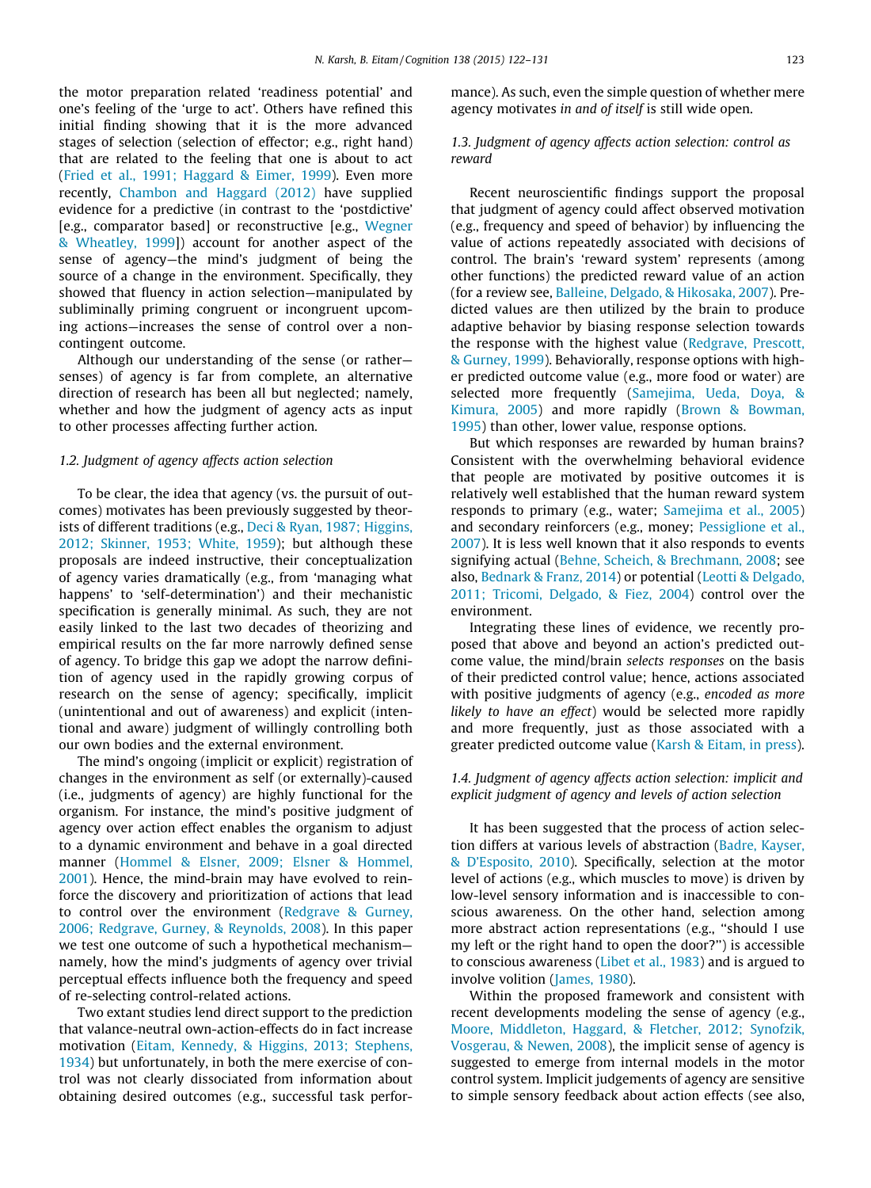the motor preparation related 'readiness potential' and one's feeling of the 'urge to act'. Others have refined this initial finding showing that it is the more advanced stages of selection (selection of effector; e.g., right hand) that are related to the feeling that one is about to act (Fried et al., 1991; Haggard & Eimer, 1999). Even more recently, Chambon and Haggard (2012) have supplied evidence for a predictive (in contrast to the 'postdictive' [e.g., comparator based] or reconstructive [e.g., Wegner & Wheatley, 1999]) account for another aspect of the sense of agency—the mind's judgment of being the source of a change in the environment. Specifically, they showed that fluency in action selection—manipulated by subliminally priming congruent or incongruent upcoming actions—increases the sense of control over a non-contingent outcome.

Although our understanding of the sense (or rather—senses) of agency is far from complete, an alternative direction of research has been all but neglected; namely, whether and how the judgment of agency acts as input to other processes affecting further action.

### 1.2. Judgment of agency affects action selection

To be clear, the idea that agency (vs. the pursuit of outcomes) motivates has been previously suggested by theorists of different traditions (e.g., Deci & Ryan, 1987; Higgins, 2012; Skinner, 1953; White, 1959); but although these proposals are indeed instructive, their conceptualization of agency varies dramatically (e.g., from 'managing what happens' to 'self-determination') and their mechanistic specification is generally minimal. As such, they are not easily linked to the last two decades of theorizing and empirical results on the far more narrowly defined sense of agency. To bridge this gap we adopt the narrow definition of agency used in the rapidly growing corpus of research on the sense of agency; specifically, implicit (unintentional and out of awareness) and explicit (intentional and aware) judgment of willingly controlling both our own bodies and the external environment.

The mind's ongoing (implicit or explicit) registration of changes in the environment as self (or externally)-caused (i.e., judgments of agency) are highly functional for the organism. For instance, the mind's positive judgment of agency over action effect enables the organism to adjust to a dynamic environment and behave in a goal directed manner (Hommel & Elsner, 2009; Elsner & Hommel, 2001). Hence, the mind-brain may have evolved to reinforce the discovery and prioritization of actions that lead to control over the environment (Redgrave & Gurney, 2006; Redgrave, Gurney, & Reynolds, 2008). In this paper we test one outcome of such a hypothetical mechanism—namely, how the mind's judgments of agency over trivial perceptual effects influence both the frequency and speed of re-selecting control-related actions.

Two extant studies lend direct support to the prediction that valance-neutral own-action-effects do in fact increase motivation (Eitam, Kennedy, & Higgins, 2013; Stephens, 1934) but unfortunately, in both the mere exercise of control was not clearly dissociated from information about obtaining desired outcomes (e.g., successful task performance). As such, even the simple question of whether mere agency motivates *in and of itself* is still wide open.

### 1.3. Judgment of agency affects action selection: control as reward

Recent neuroscientific findings support the proposal that judgment of agency could affect observed motivation (e.g., frequency and speed of behavior) by influencing the value of actions repeatedly associated with decisions of control. The brain's 'reward system' represents (among other functions) the predicted reward value of an action (for a review see, Balleine, Delgado, & Hikosaka, 2007). Predicted values are then utilized by the brain to produce adaptive behavior by biasing response selection towards the response with the highest value (Redgrave, Prescott, & Gurney, 1999). Behaviorally, response options with higher predicted outcome value (e.g., more food or water) are selected more frequently (Samejima, Ueda, Doya, & Kimura, 2005) and more rapidly (Brown & Bowman, 1995) than other, lower value, response options.

But which responses are rewarded by human brains? Consistent with the overwhelming behavioral evidence that people are motivated by positive outcomes it is relatively well established that the human reward system responds to primary (e.g., water; Samejima et al., 2005) and secondary reinforcers (e.g., money; Pessiglione et al., 2007). It is less well known that it also responds to events signifying actual (Behne, Scheich, & Brechmann, 2008; see also, Bednark & Franz, 2014) or potential (Leotti & Delgado, 2011; Tricomi, Delgado, & Fiez, 2004) control over the environment.

Integrating these lines of evidence, we recently proposed that above and beyond an action's predicted outcome value, the mind/brain *selects responses* on the basis of their predicted control value; hence, actions associated with positive judgments of agency (e.g., *encoded as more likely to have an effect*) would be selected more rapidly and more frequently, just as those associated with a greater predicted outcome value (Karsh & Eitam, in press).

### 1.4. Judgment of agency affects action selection: implicit and explicit judgment of agency and levels of action selection

It has been suggested that the process of action selection differs at various levels of abstraction (Badre, Kayser, & D'Esposito, 2010). Specifically, selection at the motor level of actions (e.g., which muscles to move) is driven by low-level sensory information and is inaccessible to conscious awareness. On the other hand, selection among more abstract action representations (e.g., "should I use my left or the right hand to open the door?") is accessible to conscious awareness (Libet et al., 1983) and is argued to involve volition (James, 1980).

Within the proposed framework and consistent with recent developments modeling the sense of agency (e.g., Moore, Middleton, Haggard, & Fletcher, 2012; Synofzik, Vosgerau, & Newen, 2008), the implicit sense of agency is suggested to emerge from internal models in the motor control system. Implicit judgements of agency are sensitive to simple sensory feedback about action effects (see also,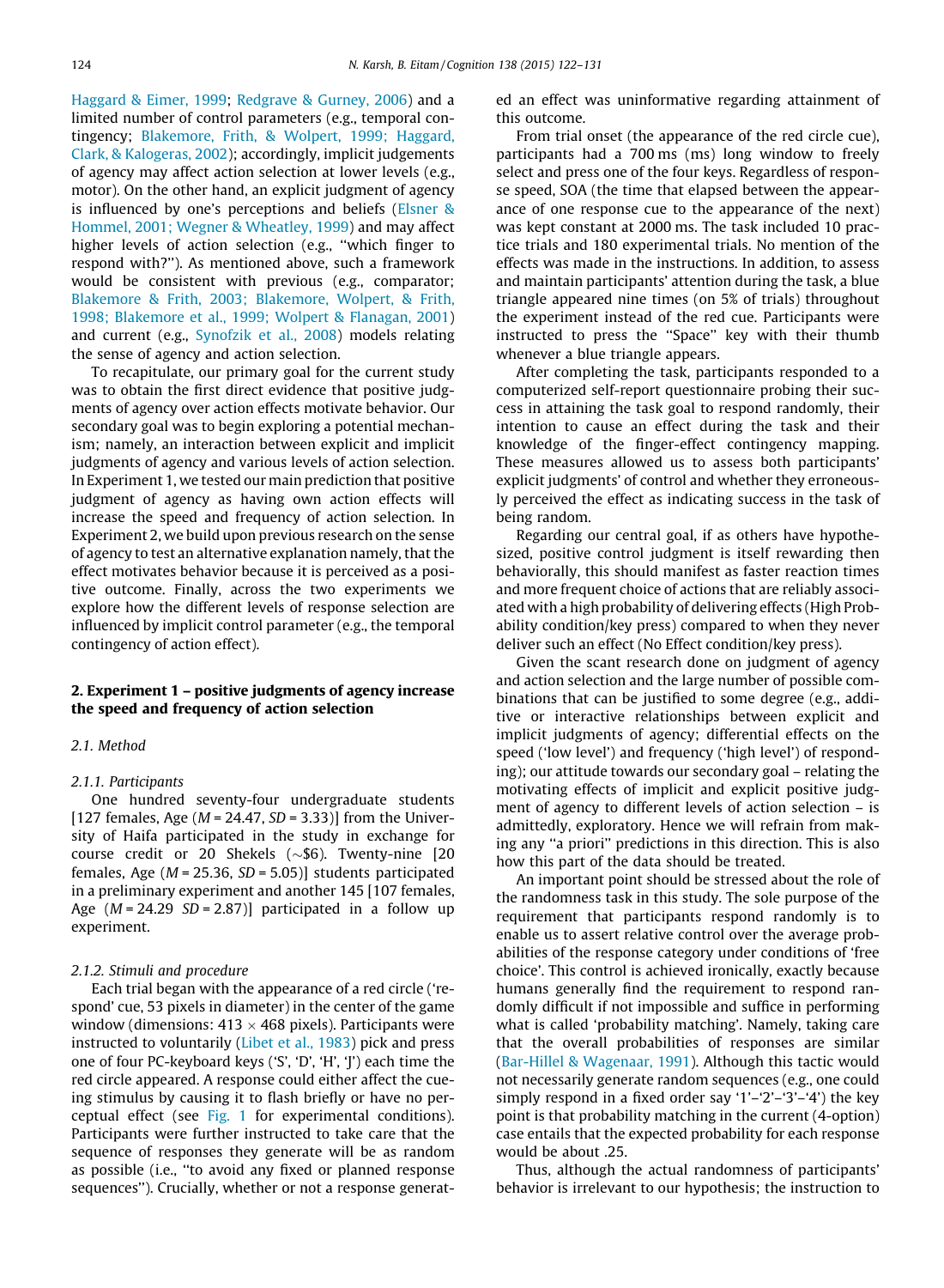Haggard & Eimer, 1999; Redgrave & Gurney, 2006) and a limited number of control parameters (e.g., temporal contingency; Blakemore, Frith, & Wolpert, 1999; Haggard, Clark, & Kalogeras, 2002); accordingly, implicit judgements of agency may affect action selection at lower levels (e.g., motor). On the other hand, an explicit judgment of agency is influenced by one's perceptions and beliefs (Elsner & Hommel, 2001; Wegner & Wheatley, 1999) and may affect higher levels of action selection (e.g., "which finger to respond with?"). As mentioned above, such a framework would be consistent with previous (e.g., comparator; Blakemore & Frith, 2003; Blakemore, Wolpert, & Frith, 1998; Blakemore et al., 1999; Wolpert & Flanagan, 2001) and current (e.g., Synofzik et al., 2008) models relating the sense of agency and action selection.

To recapitulate, our primary goal for the current study was to obtain the first direct evidence that positive judgments of agency over action effects motivate behavior. Our secondary goal was to begin exploring a potential mechanism; namely, an interaction between explicit and implicit judgments of agency and various levels of action selection. In Experiment 1, we tested our main prediction that positive judgment of agency as having own action effects will increase the speed and frequency of action selection. In Experiment 2, we build upon previous research on the sense of agency to test an alternative explanation namely, that the effect motivates behavior because it is perceived as a positive outcome. Finally, across the two experiments we explore how the different levels of response selection are influenced by implicit control parameter (e.g., the temporal contingency of action effect).

## 2. Experiment 1 – positive judgments of agency increase the speed and frequency of action selection

### 2.1. Method

#### 2.1.1. Participants

One hundred seventy-four undergraduate students [127 females, Age ($M$ = 24.47, $SD$ = 3.33)] from the University of Haifa participated in the study in exchange for course credit or 20 Shekels (~$6). Twenty-nine [20 females, Age ($M$ = 25.36, $SD$ = 5.05)] students participated in a preliminary experiment and another 145 [107 females, Age ($M$ = 24.29 $SD$ = 2.87)] participated in a follow up experiment.

#### 2.1.2. Stimuli and procedure

Each trial began with the appearance of a red circle ('respond' cue, 53 pixels in diameter) in the center of the game window (dimensions: 413 × 468 pixels). Participants were instructed to voluntarily (Libet et al., 1983) pick and press one of four PC-keyboard keys ('S', 'D', 'H', 'J') each time the red circle appeared. A response could either affect the cueing stimulus by causing it to flash briefly or have no perceptual effect (see Fig. 1 for experimental conditions). Participants were further instructed to take care that the sequence of responses they generate will be as random as possible (i.e., "to avoid any fixed or planned response sequences"). Crucially, whether or not a response generated an effect was uninformative regarding attainment of this outcome.

From trial onset (the appearance of the red circle cue), participants had a 700 ms (ms) long window to freely select and press one of the four keys. Regardless of response speed, SOA (the time that elapsed between the appearance of one response cue to the appearance of the next) was kept constant at 2000 ms. The task included 10 practice trials and 180 experimental trials. No mention of the effects was made in the instructions. In addition, to assess and maintain participants' attention during the task, a blue triangle appeared nine times (on 5% of trials) throughout the experiment instead of the red cue. Participants were instructed to press the "Space" key with their thumb whenever a blue triangle appears.

After completing the task, participants responded to a computerized self-report questionnaire probing their success in attaining the task goal to respond randomly, their intention to cause an effect during the task and their knowledge of the finger-effect contingency mapping. These measures allowed us to assess both participants' explicit judgments' of control and whether they erroneously perceived the effect as indicating success in the task of being random.

Regarding our central goal, if as others have hypothesized, positive control judgment is itself rewarding then behaviorally, this should manifest as faster reaction times and more frequent choice of actions that are reliably associated with a high probability of delivering effects (High Probability condition/key press) compared to when they never deliver such an effect (No Effect condition/key press).

Given the scant research done on judgment of agency and action selection and the large number of possible combinations that can be justified to some degree (e.g., additive or interactive relationships between explicit and implicit judgments of agency; differential effects on the speed ('low level') and frequency ('high level') of responding); our attitude towards our secondary goal – relating the motivating effects of implicit and explicit positive judgment of agency to different levels of action selection – is admittedly, exploratory. Hence we will refrain from making any "a priori" predictions in this direction. This is also how this part of the data should be treated.

An important point should be stressed about the role of the randomness task in this study. The sole purpose of the requirement that participants respond randomly is to enable us to assert relative control over the average probabilities of the response category under conditions of 'free choice'. This control is achieved ironically, exactly because humans generally find the requirement to respond randomly difficult if not impossible and suffice in performing what is called 'probability matching'. Namely, taking care that the overall probabilities of responses are similar (Bar-Hillel & Wagenaar, 1991). Although this tactic would not necessarily generate random sequences (e.g., one could simply respond in a fixed order say '1'–'2'–'3'–'4') the key point is that probability matching in the current (4-option) case entails that the expected probability for each response would be about .25.

Thus, although the actual randomness of participants' behavior is irrelevant to our hypothesis; the instruction to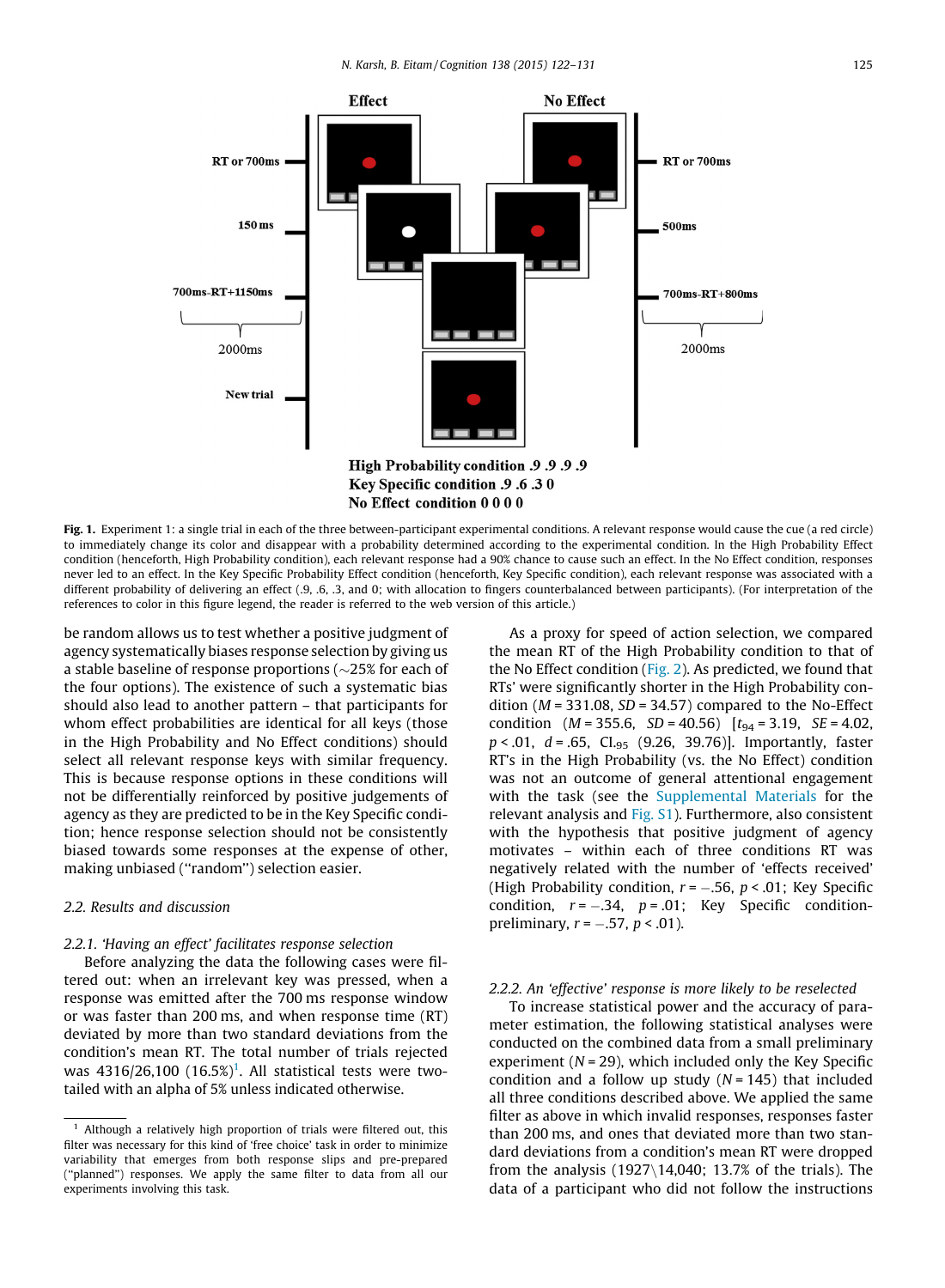**Fig. 1.** Experiment 1: a single trial in each of the three between-participant experimental conditions. A relevant response would cause the cue (a red circle) to immediately change its color and disappear with a probability determined according to the experimental condition. In the High Probability Effect condition (henceforth, High Probability condition), each relevant response had a 90% chance to cause such an effect. In the No Effect condition, responses never led to an effect. In the Key Specific Probability Effect condition (henceforth, Key Specific condition), each relevant response was associated with a different probability of delivering an effect (.9, .6, .3, and 0; with allocation to fingers counterbalanced between participants). (For interpretation of the references to color in this figure legend, the reader is referred to the web version of this article.)

be random allows us to test whether a positive judgment of agency systematically biases response selection by giving us a stable baseline of response proportions (~25% for each of the four options). The existence of such a systematic bias should also lead to another pattern – that participants for whom effect probabilities are identical for all keys (those in the High Probability and No Effect conditions) should select all relevant response keys with similar frequency. This is because response options in these conditions will not be differentially reinforced by positive judgements of agency as they are predicted to be in the Key Specific condition; hence response selection should not be consistently biased towards some responses at the expense of other, making unbiased ("random") selection easier.

## 2.2. Results and discussion

### 2.2.1. 'Having an effect' facilitates response selection

Before analyzing the data the following cases were filtered out: when an irrelevant key was pressed, when a response was emitted after the 700 ms response window or was faster than 200 ms, and when response time (RT) deviated by more than two standard deviations from the condition's mean RT. The total number of trials rejected was 4316/26,100 (16.5%)[1]. All statistical tests were two-tailed with an alpha of 5% unless indicated otherwise.

[1] Although a relatively high proportion of trials were filtered out, this filter was necessary for this kind of 'free choice' task in order to minimize variability that emerges from both response slips and pre-prepared ("planned") responses. We apply the same filter to data from all our experiments involving this task.

As a proxy for speed of action selection, we compared the mean RT of the High Probability condition to that of the No Effect condition (Fig. 2). As predicted, we found that RTs' were significantly shorter in the High Probability condition ($M = 331.08$, $SD = 34.57$) compared to the No-Effect condition ($M = 355.6$, $SD = 40.56$) [$t_{94} = 3.19$, $SE = 4.02$, $p < .01$, $d = .65$, $CI_{.95}$ (9.26, 39.76)]. Importantly, faster RT's in the High Probability (vs. the No Effect) condition was not an outcome of general attentional engagement with the task (see the Supplemental Materials for the relevant analysis and Fig. S1). Furthermore, also consistent with the hypothesis that positive judgment of agency motivates – within each of three conditions RT was negatively related with the number of 'effects received' (High Probability condition, $r = -.56$, $p < .01$; Key Specific condition, $r = -.34$, $p = .01$; Key Specific condition-preliminary, $r = -.57$, $p < .01$).

### 2.2.2. An 'effective' response is more likely to be reselected

To increase statistical power and the accuracy of parameter estimation, the following statistical analyses were conducted on the combined data from a small preliminary experiment ($N = 29$), which included only the Key Specific condition and a follow up study ($N = 145$) that included all three conditions described above. We applied the same filter as above in which invalid responses, responses faster than 200 ms, and ones that deviated more than two standard deviations from a condition's mean RT were dropped from the analysis (1927\14,040; 13.7% of the trials). The data of a participant who did not follow the instructions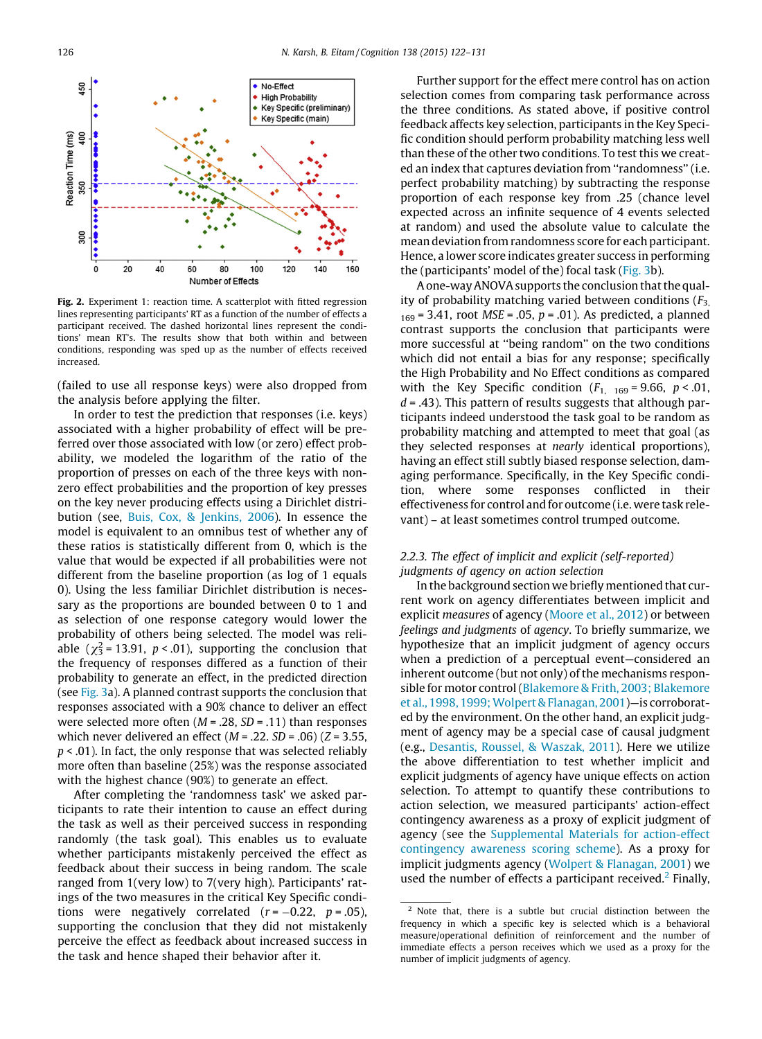**Fig. 2.** Experiment 1: reaction time. A scatterplot with fitted regression lines representing participants' RT as a function of the number of effects a participant received. The dashed horizontal lines represent the conditions' mean RT's. The results show that both within and between conditions, responding was sped up as the number of effects received increased.

(failed to use all response keys) were also dropped from the analysis before applying the filter.

In order to test the prediction that responses (i.e. keys) associated with a higher probability of effect will be preferred over those associated with low (or zero) effect probability, we modeled the logarithm of the ratio of the proportion of presses on each of the three keys with non-zero effect probabilities and the proportion of key presses on the key never producing effects using a Dirichlet distribution (see, Buis, Cox, & Jenkins, 2006). In essence the model is equivalent to an omnibus test of whether any of these ratios is statistically different from 0, which is the value that would be expected if all probabilities were not different from the baseline proportion (as log of 1 equals 0). Using the less familiar Dirichlet distribution is necessary as the proportions are bounded between 0 to 1 and as selection of one response category would lower the probability of others being selected. The model was reliable ($\chi^2_3 = 13.91$, $p < .01$), supporting the conclusion that the frequency of responses differed as a function of their probability to generate an effect, in the predicted direction (see Fig. 3a). A planned contrast supports the conclusion that responses associated with a 90% chance to deliver an effect were selected more often ($M = .28$, $SD = .11$) than responses which never delivered an effect ($M = .22$. $SD = .06$) ($Z = 3.55$, $p < .01$). In fact, the only response that was selected reliably more often than baseline (25%) was the response associated with the highest chance (90%) to generate an effect.

After completing the 'randomness task' we asked participants to rate their intention to cause an effect during the task as well as their perceived success in responding randomly (the task goal). This enables us to evaluate whether participants mistakenly perceived the effect as feedback about their success in being random. The scale ranged from 1(very low) to 7(very high). Participants' ratings of the two measures in the critical Key Specific conditions were negatively correlated ($r = -0.22$, $p = .05$), supporting the conclusion that they did not mistakenly perceive the effect as feedback about increased success in the task and hence shaped their behavior after it.

Further support for the effect mere control has on action selection comes from comparing task performance across the three conditions. As stated above, if positive control feedback affects key selection, participants in the Key Specific condition should perform probability matching less well than these of the other two conditions. To test this we created an index that captures deviation from "randomness" (i.e. perfect probability matching) by subtracting the response proportion of each response key from .25 (chance level expected across an infinite sequence of 4 events selected at random) and used the absolute value to calculate the mean deviation from randomness score for each participant. Hence, a lower score indicates greater success in performing the (participants' model of the) focal task (Fig. 3b).

A one-way ANOVA supports the conclusion that the quality of probability matching varied between conditions ($F_{3,\,169} = 3.41$, root $MSE = .05$, $p = .01$). As predicted, a planned contrast supports the conclusion that participants were more successful at "being random" on the two conditions which did not entail a bias for any response; specifically the High Probability and No Effect conditions as compared with the Key Specific condition ($F_{1,\,169} = 9.66$, $p < .01$, $d = .43$). This pattern of results suggests that although participants indeed understood the task goal to be random as probability matching and attempted to meet that goal (as they selected responses at *nearly* identical proportions), having an effect still subtly biased response selection, damaging performance. Specifically, in the Key Specific condition, where some responses conflicted in their effectiveness for control and for outcome (i.e. were task relevant) – at least sometimes control trumped outcome.

### 2.2.3. The effect of implicit and explicit (self-reported) judgments of agency on action selection

In the background section we briefly mentioned that current work on agency differentiates between implicit and explicit *measures* of agency (Moore et al., 2012) or between *feelings and judgments* of *agency*. To briefly summarize, we hypothesize that an implicit judgment of agency occurs when a prediction of a perceptual event—considered an inherent outcome (but not only) of the mechanisms responsible for motor control (Blakemore & Frith, 2003; Blakemore et al., 1998, 1999; Wolpert & Flanagan, 2001)—is corroborated by the environment. On the other hand, an explicit judgment of agency may be a special case of causal judgment (e.g., Desantis, Roussel, & Waszak, 2011). Here we utilize the above differentiation to test whether implicit and explicit judgments of agency have unique effects on action selection. To attempt to quantify these contributions to action selection, we measured participants' action-effect contingency awareness as a proxy of explicit judgment of agency (see the Supplemental Materials for action-effect contingency awareness scoring scheme). As a proxy for implicit judgments agency (Wolpert & Flanagan, 2001) we used the number of effects a participant received.[2] Finally,

[2] Note that, there is a subtle but crucial distinction between the frequency in which a specific key is selected which is a behavioral measure/operational definition of reinforcement and the number of immediate effects a person receives which we used as a proxy for the number of implicit judgments of agency.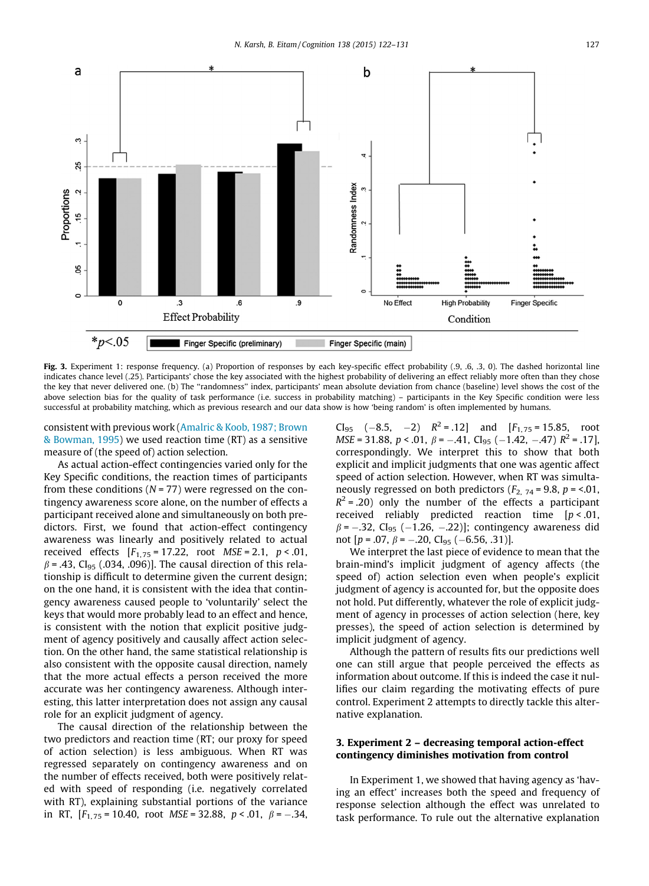Fig. 3. Experiment 1: response frequency. (a) Proportion of responses by each key-specific effect probability (.9, .6, .3, 0). The dashed horizontal line indicates chance level (.25). Participants' chose the key associated with the highest probability of delivering an effect reliably more often than they chose the key that never delivered one. (b) The "randomness" index, participants' mean absolute deviation from chance (baseline) level shows the cost of the above selection bias for the quality of task performance (i.e. success in probability matching) – participants in the Key Specific condition were less successful at probability matching, which as previous research and our data show is how 'being random' is often implemented by humans.

consistent with previous work (Amalric & Koob, 1987; Brown & Bowman, 1995) we used reaction time (RT) as a sensitive measure of (the speed of) action selection.

As actual action-effect contingencies varied only for the Key Specific conditions, the reaction times of participants from these conditions ($N = 77$) were regressed on the contingency awareness score alone, on the number of effects a participant received alone and simultaneously on both predictors. First, we found that action-effect contingency awareness was linearly and positively related to actual received effects [$F_{1,75} = 17.22$, root $MSE = 2.1$, $p < .01$, $\beta = .43$, $CI_{95}$ (.034, .096)]. The causal direction of this relationship is difficult to determine given the current design; on the one hand, it is consistent with the idea that contingency awareness caused people to 'voluntarily' select the keys that would more probably lead to an effect and hence, is consistent with the notion that explicit positive judgment of agency positively and causally affect action selection. On the other hand, the same statistical relationship is also consistent with the opposite causal direction, namely that the more actual effects a person received the more accurate was her contingency awareness. Although interesting, this latter interpretation does not assign any causal role for an explicit judgment of agency.

The causal direction of the relationship between the two predictors and reaction time (RT; our proxy for speed of action selection) is less ambiguous. When RT was regressed separately on contingency awareness and on the number of effects received, both were positively related with speed of responding (i.e. negatively correlated with RT), explaining substantial portions of the variance in RT, [$F_{1,75} = 10.40$, root $MSE = 32.88$, $p < .01$, $\beta = -.34$, $CI_{95}$ $(-8.5, -2)$ $R^2 = .12$] and [$F_{1,75} = 15.85$, root $MSE = 31.88$, $p < .01$, $\beta = -.41$, $CI_{95}$ $(-1.42, -.47)$ $R^2 = .17$], correspondingly. We interpret this to show that both explicit and implicit judgments that one was agentic affect speed of action selection. However, when RT was simultaneously regressed on both predictors ($F_{2,74} = 9.8$, $p = <.01$, $R^2 = .20$) only the number of the effects a participant received reliably predicted reaction time [$p < .01$, $\beta = -.32$, $CI_{95}$ $(-1.26, -.22)$]; contingency awareness did not [$p = .07$, $\beta = -.20$, $CI_{95}$ $(-6.56, .31)$].

We interpret the last piece of evidence to mean that the brain-mind's implicit judgment of agency affects (the speed of) action selection even when people's explicit judgment of agency is accounted for, but the opposite does not hold. Put differently, whatever the role of explicit judgment of agency in processes of action selection (here, key presses), the speed of action selection is determined by implicit judgment of agency.

Although the pattern of results fits our predictions well one can still argue that people perceived the effects as information about outcome. If this is indeed the case it nullifies our claim regarding the motivating effects of pure control. Experiment 2 attempts to directly tackle this alternative explanation.

## 3. Experiment 2 – decreasing temporal action-effect contingency diminishes motivation from control

In Experiment 1, we showed that having agency as 'having an effect' increases both the speed and frequency of response selection although the effect was unrelated to task performance. To rule out the alternative explanation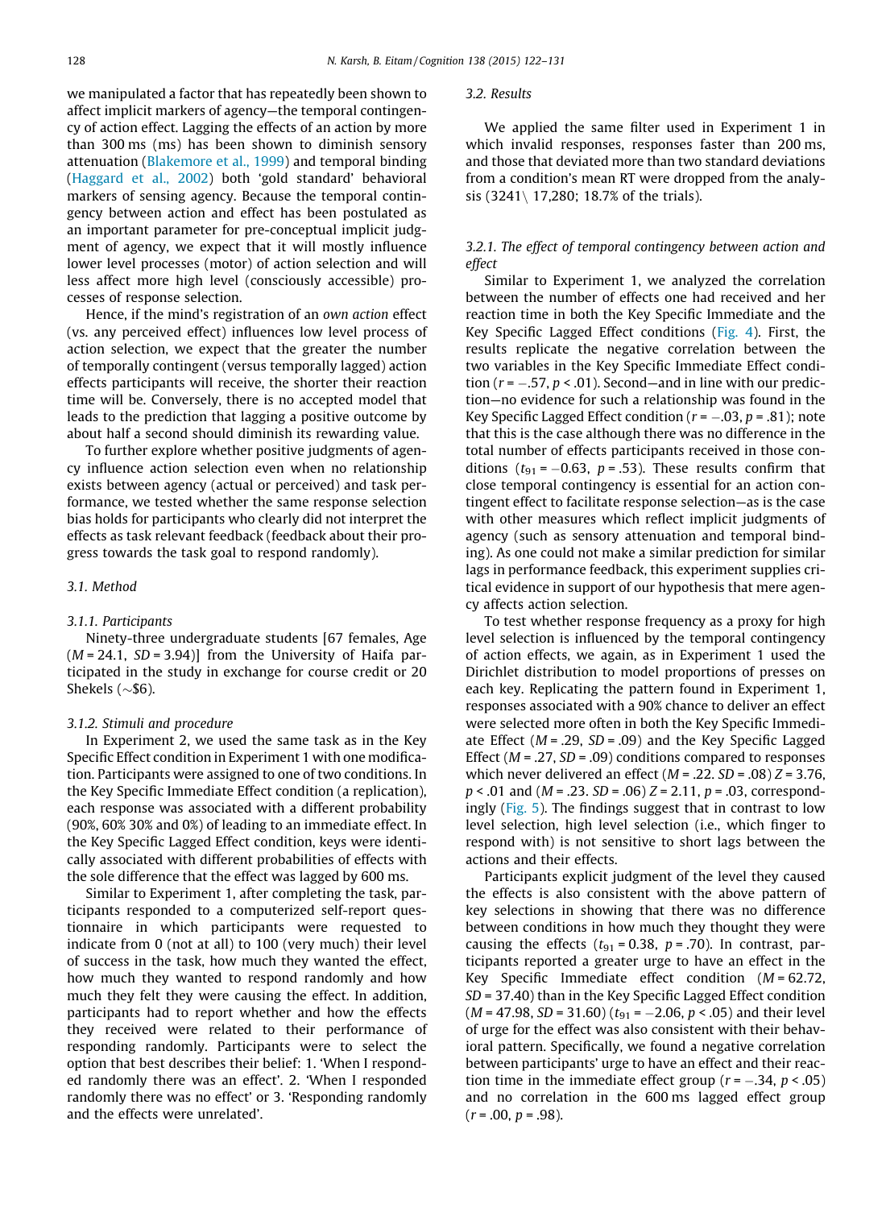we manipulated a factor that has repeatedly been shown to affect implicit markers of agency—the temporal contingency of action effect. Lagging the effects of an action by more than 300 ms (ms) has been shown to diminish sensory attenuation (Blakemore et al., 1999) and temporal binding (Haggard et al., 2002) both 'gold standard' behavioral markers of sensing agency. Because the temporal contingency between action and effect has been postulated as an important parameter for pre-conceptual implicit judgment of agency, we expect that it will mostly influence lower level processes (motor) of action selection and will less affect more high level (consciously accessible) processes of response selection.

Hence, if the mind's registration of an *own action* effect (vs. any perceived effect) influences low level process of action selection, we expect that the greater the number of temporally contingent (versus temporally lagged) action effects participants will receive, the shorter their reaction time will be. Conversely, there is no accepted model that leads to the prediction that lagging a positive outcome by about half a second should diminish its rewarding value.

To further explore whether positive judgments of agency influence action selection even when no relationship exists between agency (actual or perceived) and task performance, we tested whether the same response selection bias holds for participants who clearly did not interpret the effects as task relevant feedback (feedback about their progress towards the task goal to respond randomly).

### 3.1. Method

#### 3.1.1. Participants

Ninety-three undergraduate students [67 females, Age ($M = 24.1$, $SD = 3.94$)] from the University of Haifa participated in the study in exchange for course credit or 20 Shekels (~$6).

#### 3.1.2. Stimuli and procedure

In Experiment 2, we used the same task as in the Key Specific Effect condition in Experiment 1 with one modification. Participants were assigned to one of two conditions. In the Key Specific Immediate Effect condition (a replication), each response was associated with a different probability (90%, 60% 30% and 0%) of leading to an immediate effect. In the Key Specific Lagged Effect condition, keys were identically associated with different probabilities of effects with the sole difference that the effect was lagged by 600 ms.

Similar to Experiment 1, after completing the task, participants responded to a computerized self-report questionnaire in which participants were requested to indicate from 0 (not at all) to 100 (very much) their level of success in the task, how much they wanted the effect, how much they wanted to respond randomly and how much they felt they were causing the effect. In addition, participants had to report whether and how the effects they received were related to their performance of responding randomly. Participants were to select the option that best describes their belief: 1. 'When I responded randomly there was an effect'. 2. 'When I responded randomly there was no effect' or 3. 'Responding randomly and the effects were unrelated'.

### 3.2. Results

We applied the same filter used in Experiment 1 in which invalid responses, responses faster than 200 ms, and those that deviated more than two standard deviations from a condition's mean RT were dropped from the analysis (3241\ 17,280; 18.7% of the trials).

#### 3.2.1. The effect of temporal contingency between action and effect

Similar to Experiment 1, we analyzed the correlation between the number of effects one had received and her reaction time in both the Key Specific Immediate and the Key Specific Lagged Effect conditions (Fig. 4). First, the results replicate the negative correlation between the two variables in the Key Specific Immediate Effect condition ($r = -.57$, $p < .01$). Second—and in line with our prediction—no evidence for such a relationship was found in the Key Specific Lagged Effect condition ($r = -.03$, $p = .81$); note that this is the case although there was no difference in the total number of effects participants received in those conditions ($t_{91} = -0.63$, $p = .53$). These results confirm that close temporal contingency is essential for an action contingent effect to facilitate response selection—as is the case with other measures which reflect implicit judgments of agency (such as sensory attenuation and temporal binding). As one could not make a similar prediction for similar lags in performance feedback, this experiment supplies critical evidence in support of our hypothesis that mere agency affects action selection.

To test whether response frequency as a proxy for high level selection is influenced by the temporal contingency of action effects, we again, as in Experiment 1 used the Dirichlet distribution to model proportions of presses on each key. Replicating the pattern found in Experiment 1, responses associated with a 90% chance to deliver an effect were selected more often in both the Key Specific Immediate Effect ($M = .29$, $SD = .09$) and the Key Specific Lagged Effect ($M = .27$, $SD = .09$) conditions compared to responses which never delivered an effect ($M = .22$. $SD = .08$) $Z = 3.76$, $p < .01$ and ($M = .23$. $SD = .06$) $Z = 2.11$, $p = .03$, correspondingly (Fig. 5). The findings suggest that in contrast to low level selection, high level selection (i.e., which finger to respond with) is not sensitive to short lags between the actions and their effects.

Participants explicit judgment of the level they caused the effects is also consistent with the above pattern of key selections in showing that there was no difference between conditions in how much they thought they were causing the effects ($t_{91} = 0.38$, $p = .70$). In contrast, participants reported a greater urge to have an effect in the Key Specific Immediate effect condition ($M = 62.72$, $SD = 37.40$) than in the Key Specific Lagged Effect condition ($M = 47.98$, $SD = 31.60$) ($t_{91} = -2.06$, $p < .05$) and their level of urge for the effect was also consistent with their behavioral pattern. Specifically, we found a negative correlation between participants' urge to have an effect and their reaction time in the immediate effect group ($r = -.34$, $p < .05$) and no correlation in the 600 ms lagged effect group ($r = .00$, $p = .98$).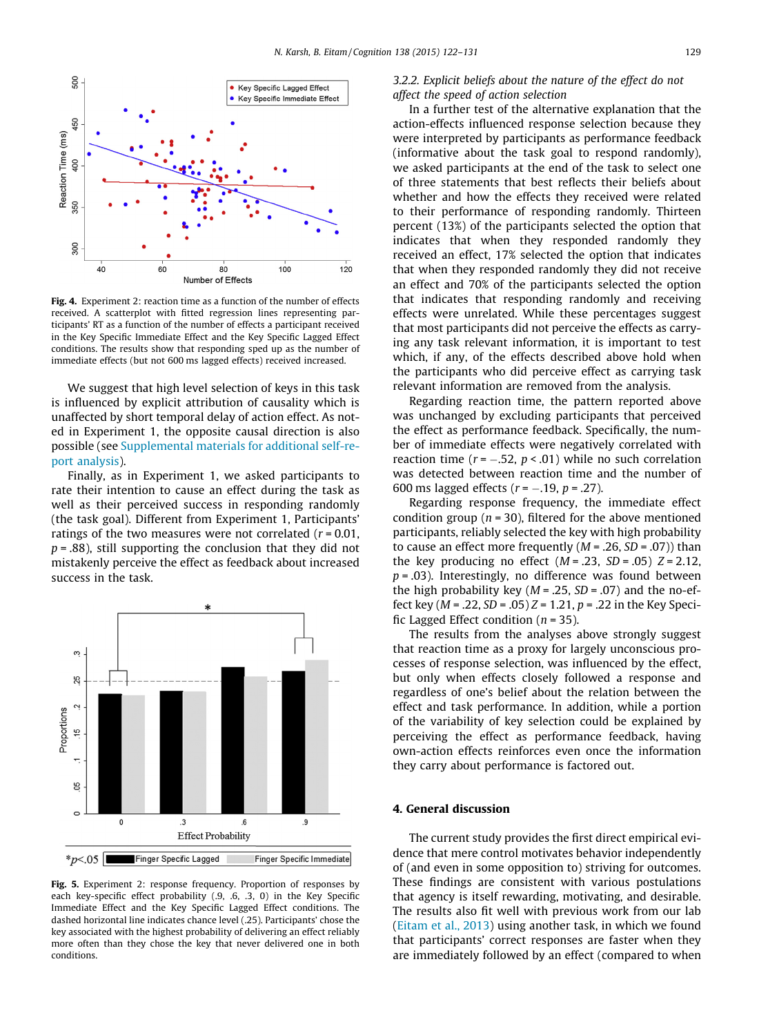**Fig. 4.** Experiment 2: reaction time as a function of the number of effects received. A scatterplot with fitted regression lines representing participants' RT as a function of the number of effects a participant received in the Key Specific Immediate Effect and the Key Specific Lagged Effect conditions. The results show that responding sped up as the number of immediate effects (but not 600 ms lagged effects) received increased.

We suggest that high level selection of keys in this task is influenced by explicit attribution of causality which is unaffected by short temporal delay of action effect. As noted in Experiment 1, the opposite causal direction is also possible (see Supplemental materials for additional self-report analysis).

Finally, as in Experiment 1, we asked participants to rate their intention to cause an effect during the task as well as their perceived success in responding randomly (the task goal). Different from Experiment 1, Participants' ratings of the two measures were not correlated ($r = 0.01$, $p = .88$), still supporting the conclusion that they did not mistakenly perceive the effect as feedback about increased success in the task.

**Fig. 5.** Experiment 2: response frequency. Proportion of responses by each key-specific effect probability (.9, .6, .3, 0) in the Key Specific Immediate Effect and the Key Specific Lagged Effect conditions. The dashed horizontal line indicates chance level (.25). Participants' chose the key associated with the highest probability of delivering an effect reliably more often than they chose the key that never delivered one in both conditions.

### 3.2.2. *Explicit beliefs about the nature of the effect do not affect the speed of action selection*

In a further test of the alternative explanation that the action-effects influenced response selection because they were interpreted by participants as performance feedback (informative about the task goal to respond randomly), we asked participants at the end of the task to select one of three statements that best reflects their beliefs about whether and how the effects they received were related to their performance of responding randomly. Thirteen percent (13%) of the participants selected the option that indicates that when they responded randomly they received an effect, 17% selected the option that indicates that when they responded randomly they did not receive an effect and 70% of the participants selected the option that indicates that responding randomly and receiving effects were unrelated. While these percentages suggest that most participants did not perceive the effects as carrying any task relevant information, it is important to test which, if any, of the effects described above hold when the participants who did perceive effect as carrying task relevant information are removed from the analysis.

Regarding reaction time, the pattern reported above was unchanged by excluding participants that perceived the effect as performance feedback. Specifically, the number of immediate effects were negatively correlated with reaction time ($r = -.52$, $p < .01$) while no such correlation was detected between reaction time and the number of 600 ms lagged effects ($r = -.19$, $p = .27$).

Regarding response frequency, the immediate effect condition group ($n = 30$), filtered for the above mentioned participants, reliably selected the key with high probability to cause an effect more frequently ($M = .26$, $SD = .07$)) than the key producing no effect ($M = .23$, $SD = .05$) $Z = 2.12$, $p = .03$). Interestingly, no difference was found between the high probability key ($M = .25$, $SD = .07$) and the no-effect key ($M = .22$, $SD = .05$) $Z = 1.21$, $p = .22$ in the Key Specific Lagged Effect condition ($n = 35$).

The results from the analyses above strongly suggest that reaction time as a proxy for largely unconscious processes of response selection, was influenced by the effect, but only when effects closely followed a response and regardless of one's belief about the relation between the effect and task performance. In addition, while a portion of the variability of key selection could be explained by perceiving the effect as performance feedback, having own-action effects reinforces even once the information they carry about performance is factored out.

## 4. General discussion

The current study provides the first direct empirical evidence that mere control motivates behavior independently of (and even in some opposition to) striving for outcomes. These findings are consistent with various postulations that agency is itself rewarding, motivating, and desirable. The results also fit well with previous work from our lab (Eitam et al., 2013) using another task, in which we found that participants' correct responses are faster when they are immediately followed by an effect (compared to when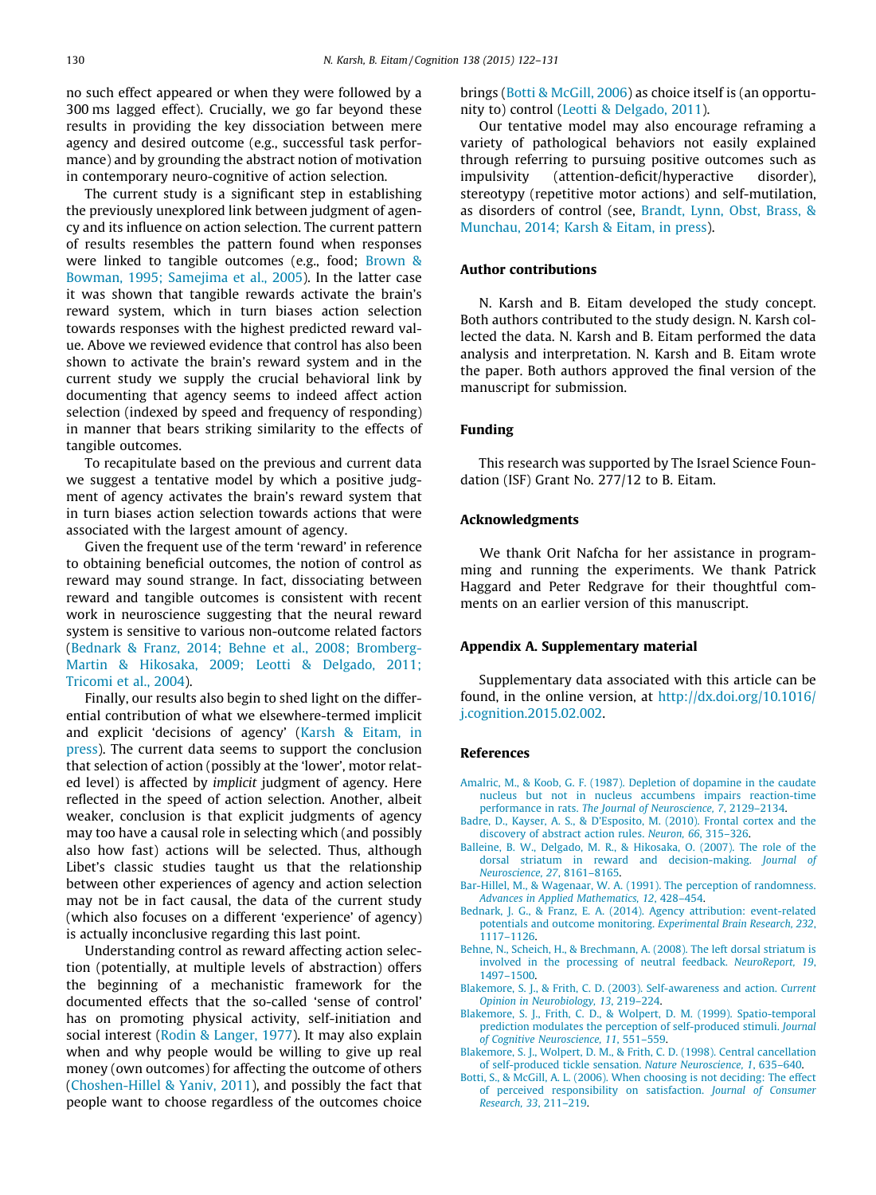no such effect appeared or when they were followed by a 300 ms lagged effect). Crucially, we go far beyond these results in providing the key dissociation between mere agency and desired outcome (e.g., successful task performance) and by grounding the abstract notion of motivation in contemporary neuro-cognitive of action selection.

The current study is a significant step in establishing the previously unexplored link between judgment of agency and its influence on action selection. The current pattern of results resembles the pattern found when responses were linked to tangible outcomes (e.g., food; Brown & Bowman, 1995; Samejima et al., 2005). In the latter case it was shown that tangible rewards activate the brain's reward system, which in turn biases action selection towards responses with the highest predicted reward value. Above we reviewed evidence that control has also been shown to activate the brain's reward system and in the current study we supply the crucial behavioral link by documenting that agency seems to indeed affect action selection (indexed by speed and frequency of responding) in manner that bears striking similarity to the effects of tangible outcomes.

To recapitulate based on the previous and current data we suggest a tentative model by which a positive judgment of agency activates the brain's reward system that in turn biases action selection towards actions that were associated with the largest amount of agency.

Given the frequent use of the term 'reward' in reference to obtaining beneficial outcomes, the notion of control as reward may sound strange. In fact, dissociating between reward and tangible outcomes is consistent with recent work in neuroscience suggesting that the neural reward system is sensitive to various non-outcome related factors (Bednark & Franz, 2014; Behne et al., 2008; Bromberg-Martin & Hikosaka, 2009; Leotti & Delgado, 2011; Tricomi et al., 2004).

Finally, our results also begin to shed light on the differential contribution of what we elsewhere-termed implicit and explicit 'decisions of agency' (Karsh & Eitam, in press). The current data seems to support the conclusion that selection of action (possibly at the 'lower', motor related level) is affected by *implicit* judgment of agency. Here reflected in the speed of action selection. Another, albeit weaker, conclusion is that explicit judgments of agency may too have a causal role in selecting which (and possibly also how fast) actions will be selected. Thus, although Libet's classic studies taught us that the relationship between other experiences of agency and action selection may not be in fact causal, the data of the current study (which also focuses on a different 'experience' of agency) is actually inconclusive regarding this last point.

Understanding control as reward affecting action selection (potentially, at multiple levels of abstraction) offers the beginning of a mechanistic framework for the documented effects that the so-called 'sense of control' has on promoting physical activity, self-initiation and social interest (Rodin & Langer, 1977). It may also explain when and why people would be willing to give up real money (own outcomes) for affecting the outcome of others (Choshen-Hillel & Yaniv, 2011), and possibly the fact that people want to choose regardless of the outcomes choice brings (Botti & McGill, 2006) as choice itself is (an opportunity to) control (Leotti & Delgado, 2011).

Our tentative model may also encourage reframing a variety of pathological behaviors not easily explained through reframing as pursuing positive outcomes such as impulsivity (attention-deficit/hyperactive disorder), stereotypy (repetitive motor actions) and self-mutilation, as disorders of control (see, Brandt, Lynn, Obst, Brass, & Munchau, 2014; Karsh & Eitam, in press).

## Author contributions

N. Karsh and B. Eitam developed the study concept. Both authors contributed to the study design. N. Karsh collected the data. N. Karsh and B. Eitam performed the data analysis and interpretation. N. Karsh and B. Eitam wrote the paper. Both authors approved the final version of the manuscript for submission.

## Funding

This research was supported by The Israel Science Foundation (ISF) Grant No. 277/12 to B. Eitam.

## Acknowledgments

We thank Orit Nafcha for her assistance in programming and running the experiments. We thank Patrick Haggard and Peter Redgrave for their thoughtful comments on an earlier version of this manuscript.

## Appendix A. Supplementary material

Supplementary data associated with this article can be found, in the online version, at http://dx.doi.org/10.1016/j.cognition.2015.02.002.

## References

Amalric, M., & Koob, G. F. (1987). Depletion of dopamine in the caudate nucleus but not in nucleus accumbens impairs reaction-time performance in rats. *The Journal of Neuroscience, 7*, 2129–2134.

Badre, D., Kayser, A. S., & D'Esposito, M. (2010). Frontal cortex and the discovery of abstract action rules. *Neuron, 66*, 315–326.

Balleine, B. W., Delgado, M. R., & Hikosaka, O. (2007). The role of the dorsal striatum in reward and decision-making. *Journal of Neuroscience, 27*, 8161–8165.

Bar-Hillel, M., & Wagenaar, W. A. (1991). The perception of randomness. *Advances in Applied Mathematics, 12*, 428–454.

Bednark, J. G., & Franz, E. A. (2014). Agency attribution: event-related potentials and outcome monitoring. *Experimental Brain Research, 232*, 1117–1126.

Behne, N., Scheich, H., & Brechmann, A. (2008). The left dorsal striatum is involved in the processing of neutral feedback. *NeuroReport, 19*, 1497–1500.

Blakemore, S. J., & Frith, C. D. (2003). Self-awareness and action. *Current Opinion in Neurobiology, 13*, 219–224.

Blakemore, S. J., Frith, C. D., & Wolpert, D. M. (1999). Spatio-temporal prediction modulates the perception of self-produced stimuli. *Journal of Cognitive Neuroscience, 11*, 551–559.

Blakemore, S. J., Wolpert, D. M., & Frith, C. D. (1998). Central cancellation of self-produced tickle sensation. *Nature Neuroscience, 1*, 635–640.

Botti, S., & McGill, A. L. (2006). When choosing is not deciding: The effect of perceived responsibility on satisfaction. *Journal of Consumer Research, 33*, 211–219.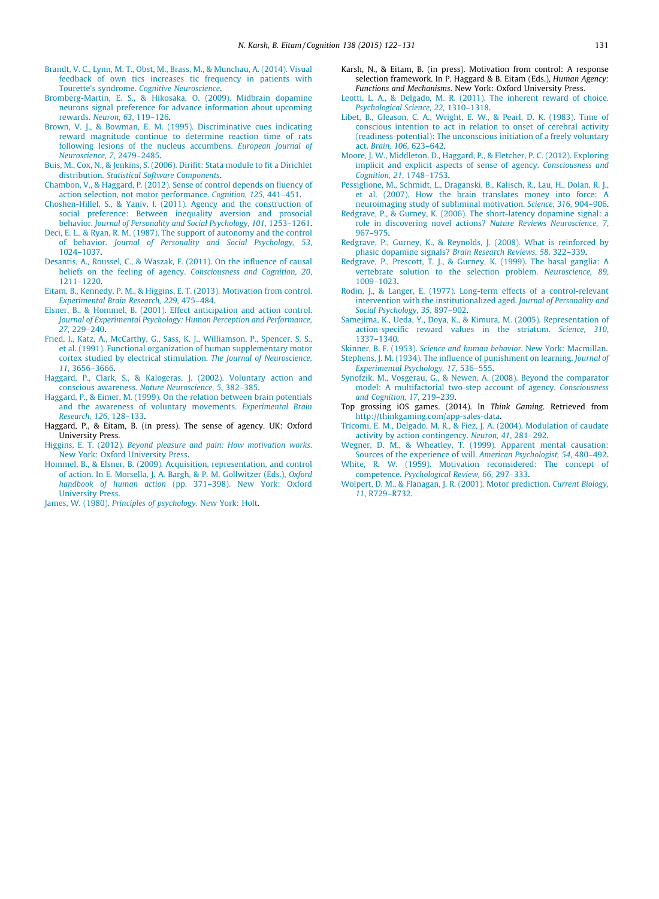Brandt, V. C., Lynn, M. T., Obst, M., Brass, M., & Munchau, A. (2014). Visual feedback of own tics increases tic frequency in patients with Tourette's syndrome. *Cognitive Neuroscience*.

Bromberg-Martin, E. S., & Hikosaka, O. (2009). Midbrain dopamine neurons signal preference for advance information about upcoming rewards. *Neuron, 63*, 119–126.

Brown, V. J., & Bowman, E. M. (1995). Discriminative cues indicating reward magnitude continue to determine reaction time of rats following lesions of the nucleus accumbens. *European Journal of Neuroscience, 7*, 2479–2485.

Buis, M., Cox, N., & Jenkins, S. (2006). Dirifit: Stata module to fit a Dirichlet distribution. *Statistical Software Components*.

Chambon, V., & Haggard, P. (2012). Sense of control depends on fluency of action selection, not motor performance. *Cognition, 125*, 441–451.

Choshen-Hillel, S., & Yaniv, I. (2011). Agency and the construction of social preference: Between inequality aversion and prosocial behavior. *Journal of Personality and Social Psychology, 101*, 1253–1261.

Deci, E. L., & Ryan, R. M. (1987). The support of autonomy and the control of behavior. *Journal of Personality and Social Psychology, 53*, 1024–1037.

Desantis, A., Roussel, C., & Waszak, F. (2011). On the influence of causal beliefs on the feeling of agency. *Consciousness and Cognition, 20*, 1211–1220.

Eitam, B., Kennedy, P. M., & Higgins, E. T. (2013). Motivation from control. *Experimental Brain Research, 229*, 475–484.

Elsner, B., & Hommel, B. (2001). Effect anticipation and action control. *Journal of Experimental Psychology: Human Perception and Performance, 27*, 229–240.

Fried, I., Katz, A., McCarthy, G., Sass, K. J., Williamson, P., Spencer, S. S., et al. (1991). Functional organization of human supplementary motor cortex studied by electrical stimulation. *The Journal of Neuroscience, 11*, 3656–3666.

Haggard, P., Clark, S., & Kalogeras, J. (2002). Voluntary action and conscious awareness. *Nature Neuroscience, 5*, 382–385.

Haggard, P., & Eimer, M. (1999). On the relation between brain potentials and the awareness of voluntary movements. *Experimental Brain Research, 126*, 128–133.

Haggard, P., & Eitam, B. (in press). The sense of agency. UK: Oxford University Press.

Higgins, E. T. (2012). *Beyond pleasure and pain: How motivation works*. New York: Oxford University Press.

Hommel, B., & Elsner, B. (2009). Acquisition, representation, and control of action. In E. Morsella, J. A. Bargh, & P. M. Gollwitzer (Eds.), *Oxford handbook of human action* (pp. 371–398). New York: Oxford University Press.

James, W. (1980). *Principles of psychology*. New York: Holt.

Karsh, N., & Eitam, B. (in press). Motivation from control: A response selection framework. In P. Haggard & B. Eitam (Eds.), *Human Agency: Functions and Mechanisms*. New York: Oxford University Press.

Leotti, L. A., & Delgado, M. R. (2011). The inherent reward of choice. *Psychological Science, 22*, 1310–1318.

Libet, B., Gleason, C. A., Wright, E. W., & Pearl, D. K. (1983). Time of conscious intention to act in relation to onset of cerebral activity (readiness-potential): The unconscious initiation of a freely voluntary act. *Brain, 106*, 623–642.

Moore, J. W., Middleton, D., Haggard, P., & Fletcher, P. C. (2012). Exploring implicit and explicit aspects of sense of agency. *Consciousness and Cognition, 21*, 1748–1753.

Pessiglione, M., Schmidt, L., Draganski, B., Kalisch, R., Lau, H., Dolan, R. J., et al. (2007). How the brain translates money into force: A neuroimaging study of subliminal motivation. *Science, 316*, 904–906.

Redgrave, P., & Gurney, K. (2006). The short-latency dopamine signal: a role in discovering novel actions? *Nature Reviews Neuroscience, 7*, 967–975.

Redgrave, P., Gurney, K., & Reynolds, J. (2008). What is reinforced by phasic dopamine signals? *Brain Research Reviews, 58*, 322–339.

Redgrave, P., Prescott, T. J., & Gurney, K. (1999). The basal ganglia: A vertebrate solution to the selection problem. *Neuroscience, 89*, 1009–1023.

Rodin, J., & Langer, E. (1977). Long-term effects of a control-relevant intervention with the institutionalized aged. *Journal of Personality and Social Psychology, 35*, 897–902.

Samejima, K., Ueda, Y., Doya, K., & Kimura, M. (2005). Representation of action-specific reward values in the striatum. *Science, 310*, 1337–1340.

Skinner, B. F. (1953). *Science and human behavior*. New York: Macmillan.

Stephens, J. M. (1934). The influence of punishment on learning. *Journal of Experimental Psychology, 17*, 536–555.

Synofzik, M., Vosgerau, G., & Newen, A. (2008). Beyond the comparator model: A multifactorial two-step account of agency. *Consciousness and Cognition, 17*, 219–239.

Top grossing iOS games. (2014). In *Think Gaming*. Retrieved from http://thinkgaming.com/app-sales-data.

Tricomi, E. M., Delgado, M. R., & Fiez, J. A. (2004). Modulation of caudate activity by action contingency. *Neuron, 41*, 281–292.

Wegner, D. M., & Wheatley, T. (1999). Apparent mental causation: Sources of the experience of will. *American Psychologist, 54*, 480–492.

White, R. W. (1959). Motivation reconsidered: The concept of competence. *Psychological Review, 66*, 297–333.

Wolpert, D. M., & Flanagan, J. R. (2001). Motor prediction. *Current Biology, 11*, R729–R732.